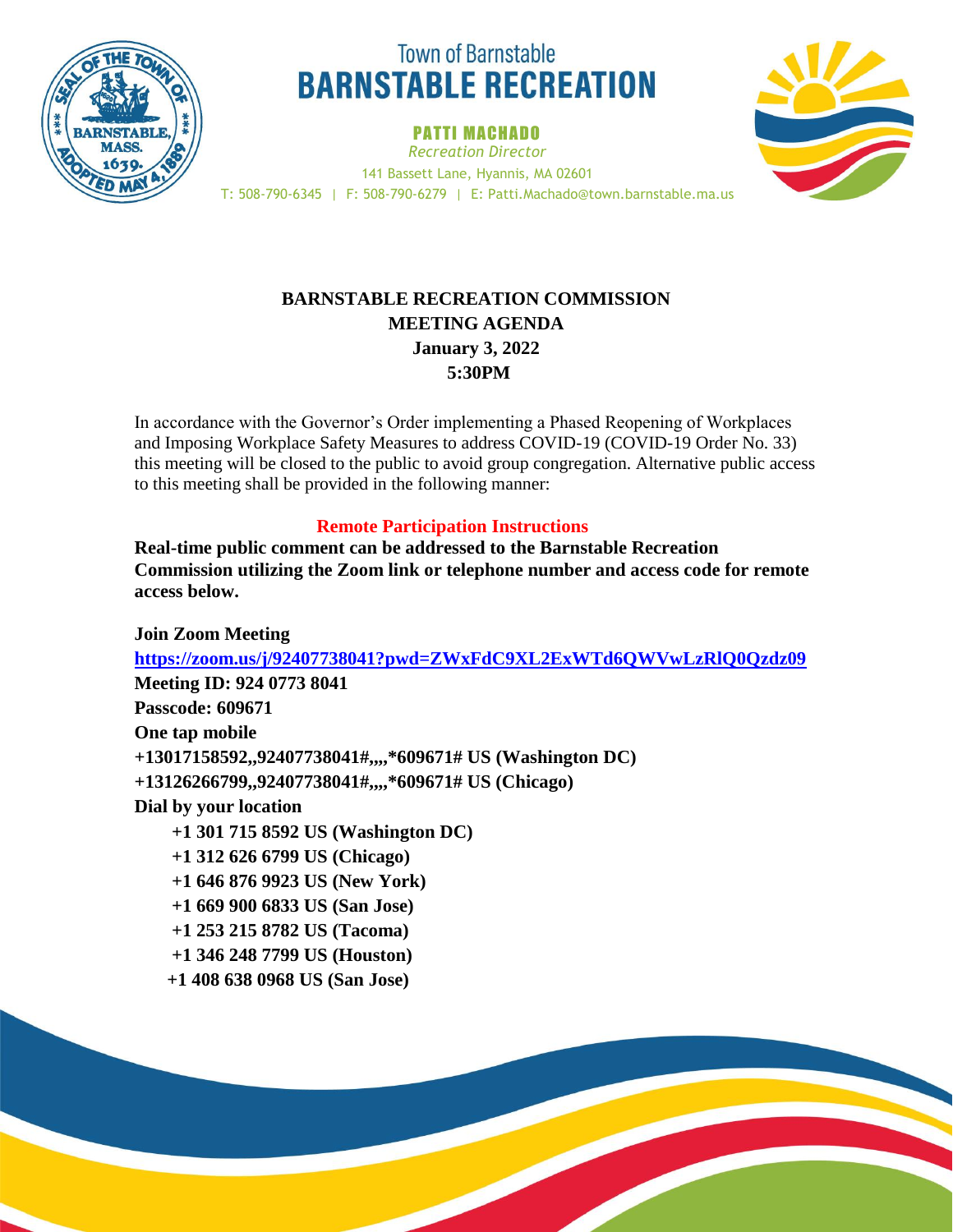Town of Barnstable

# BARNSTABLE RECREATION

**PATTI MACHADO**

*Recreation Director*

141 Bassett Lane, Hyannis, MA 02601

T: 508-790-6345 | F: 508-790-6279 | E: Patti.Machado@town.barnstable.ma.us

## BARNSTABLE RECREATION COMMISSION
## MEETING AGENDA
## January 3, 2022
## 5:30PM

In accordance with the Governor's Order implementing a Phased Reopening of Workplaces and Imposing Workplace Safety Measures to address COVID-19 (COVID-19 Order No. 33) this meeting will be closed to the public to avoid group congregation. Alternative public access to this meeting shall be provided in the following manner:

**Remote Participation Instructions**

**Real-time public comment can be addressed to the Barnstable Recreation Commission utilizing the Zoom link or telephone number and access code for remote access below.**

**Join Zoom Meeting**

**https://zoom.us/j/92407738041?pwd=ZWxFdC9XL2ExWTd6QWVwLzRlQ0Qzdz09**

**Meeting ID: 924 0773 8041**

**Passcode: 609671**

**One tap mobile**

**+13017158592,,92407738041#,,,,*609671# US (Washington DC)**

**+13126266799,,92407738041#,,,,*609671# US (Chicago)**

**Dial by your location**

**+1 301 715 8592 US (Washington DC)**

**+1 312 626 6799 US (Chicago)**

**+1 646 876 9923 US (New York)**

**+1 669 900 6833 US (San Jose)**

**+1 253 215 8782 US (Tacoma)**

**+1 346 248 7799 US (Houston)**

**+1 408 638 0968 US (San Jose)**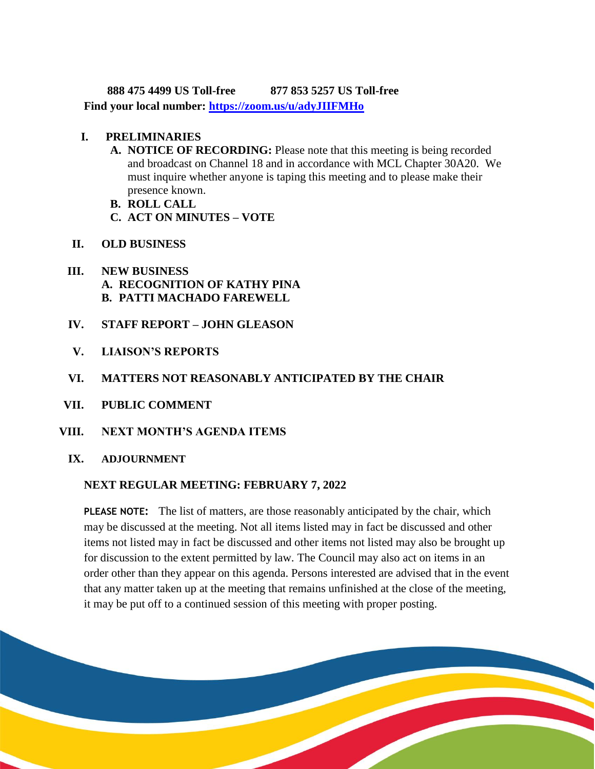**888 475 4499 US Toll-free        877 853 5257 US Toll-free**

**Find your local number: [https://zoom.us/u/adyJIIFMHo](https://zoom.us/u/adyJIIFMHo)**

**I. PRELIMINARIES**

- **A. NOTICE OF RECORDING:** Please note that this meeting is being recorded and broadcast on Channel 18 and in accordance with MCL Chapter 30A20. We must inquire whether anyone is taping this meeting and to please make their presence known.
- **B. ROLL CALL**
- **C. ACT ON MINUTES – VOTE**

**II. OLD BUSINESS**

**III. NEW BUSINESS**

- **A. RECOGNITION OF KATHY PINA**
- **B. PATTI MACHADO FAREWELL**

**IV. STAFF REPORT – JOHN GLEASON**

**V. LIAISON'S REPORTS**

**VI. MATTERS NOT REASONABLY ANTICIPATED BY THE CHAIR**

**VII. PUBLIC COMMENT**

**VIII. NEXT MONTH'S AGENDA ITEMS**

**IX. ADJOURNMENT**

**NEXT REGULAR MEETING: FEBRUARY 7, 2022**

**PLEASE NOTE:** The list of matters, are those reasonably anticipated by the chair, which may be discussed at the meeting. Not all items listed may in fact be discussed and other items not listed may in fact be discussed and other items not listed may also be brought up for discussion to the extent permitted by law. The Council may also act on items in an order other than they appear on this agenda. Persons interested are advised that in the event that any matter taken up at the meeting that remains unfinished at the close of the meeting, it may be put off to a continued session of this meeting with proper posting.